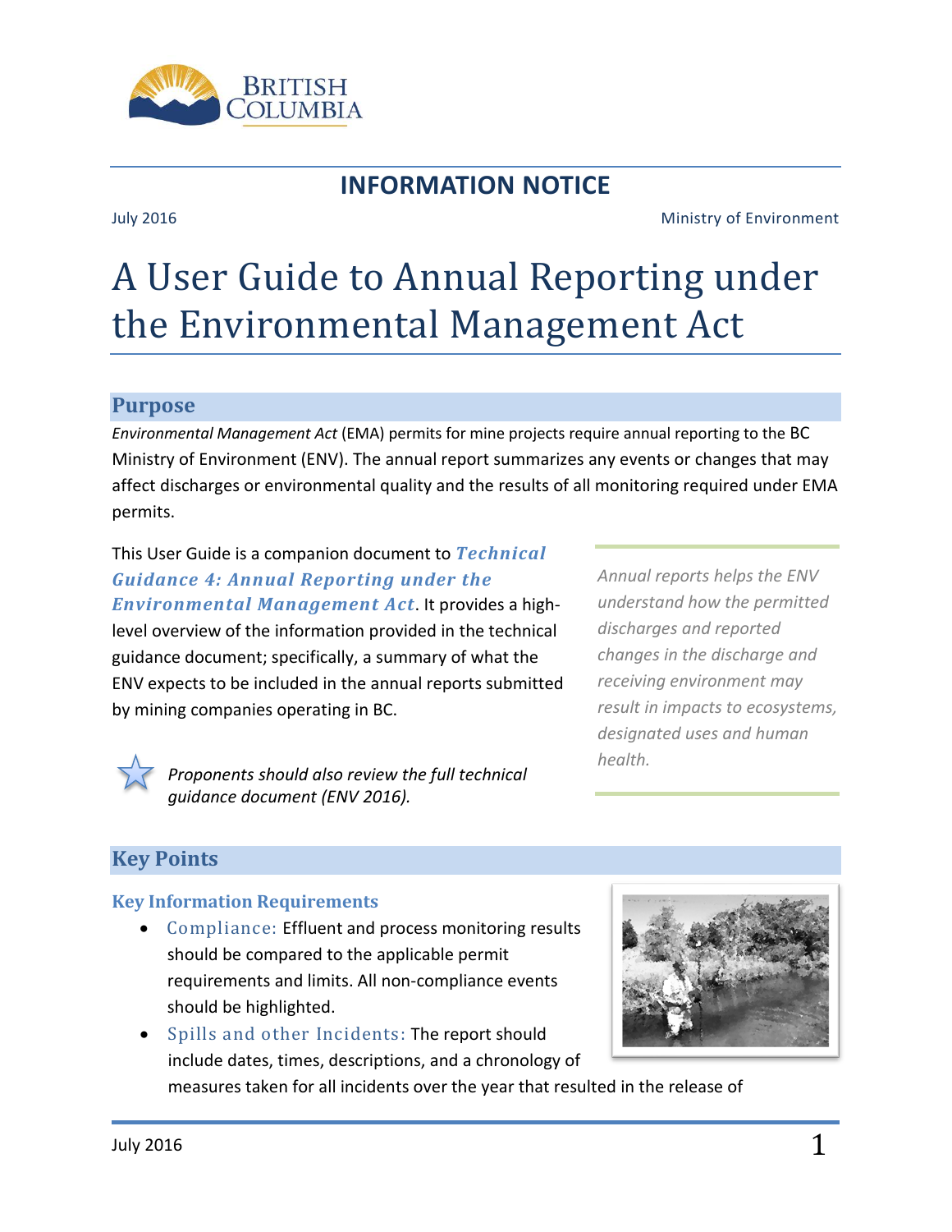BRITISH COLUMBIA

## INFORMATION NOTICE

July 2016

Ministry of Environment

# A User Guide to Annual Reporting under the Environmental Management Act

## Purpose

*Environmental Management Act* (EMA) permits for mine projects require annual reporting to the BC Ministry of Environment (ENV). The annual report summarizes any events or changes that may affect discharges or environmental quality and the results of all monitoring required under EMA permits.

This User Guide is a companion document to ***Technical Guidance 4: Annual Reporting under the Environmental Management Act***. It provides a high-level overview of the information provided in the technical guidance document; specifically, a summary of what the ENV expects to be included in the annual reports submitted by mining companies operating in BC.

*Proponents should also review the full technical guidance document (ENV 2016).*

*Annual reports helps the ENV understand how the permitted discharges and reported changes in the discharge and receiving environment may result in impacts to ecosystems, designated uses and human health.*

## Key Points

### Key Information Requirements

- Compliance: Effluent and process monitoring results should be compared to the applicable permit requirements and limits. All non-compliance events should be highlighted.
- Spills and other Incidents: The report should include dates, times, descriptions, and a chronology of measures taken for all incidents over the year that resulted in the release of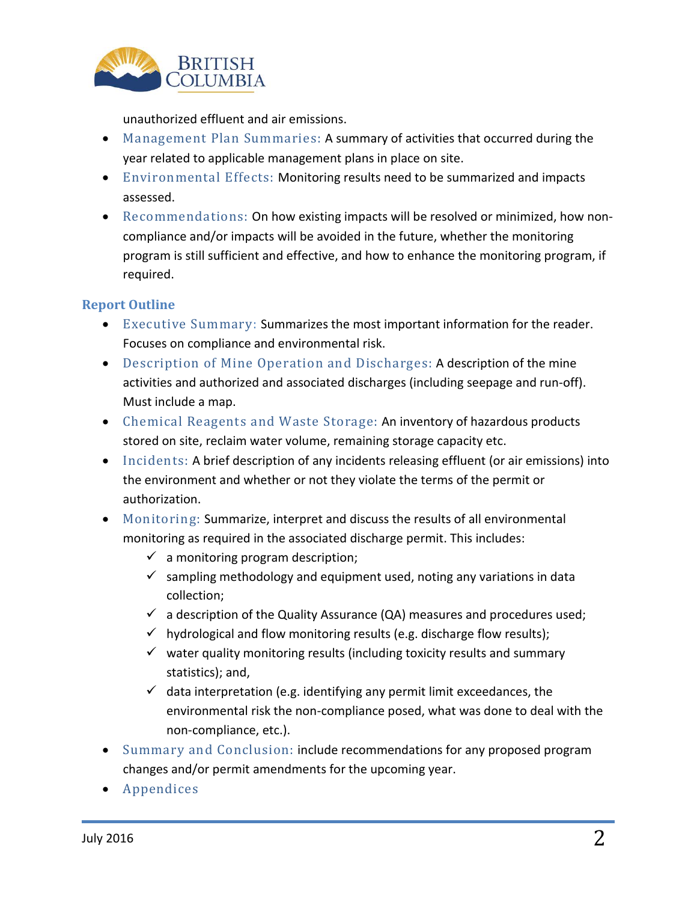unauthorized effluent and air emissions.

- Management Plan Summaries: A summary of activities that occurred during the year related to applicable management plans in place on site.
- Environmental Effects: Monitoring results need to be summarized and impacts assessed.
- Recommendations: On how existing impacts will be resolved or minimized, how non-compliance and/or impacts will be avoided in the future, whether the monitoring program is still sufficient and effective, and how to enhance the monitoring program, if required.

## Report Outline

- Executive Summary: Summarizes the most important information for the reader. Focuses on compliance and environmental risk.
- Description of Mine Operation and Discharges: A description of the mine activities and authorized and associated discharges (including seepage and run-off). Must include a map.
- Chemical Reagents and Waste Storage: An inventory of hazardous products stored on site, reclaim water volume, remaining storage capacity etc.
- Incidents: A brief description of any incidents releasing effluent (or air emissions) into the environment and whether or not they violate the terms of the permit or authorization.
- Monitoring: Summarize, interpret and discuss the results of all environmental monitoring as required in the associated discharge permit. This includes:
  - ✓ a monitoring program description;
  - ✓ sampling methodology and equipment used, noting any variations in data collection;
  - ✓ a description of the Quality Assurance (QA) measures and procedures used;
  - ✓ hydrological and flow monitoring results (e.g. discharge flow results);
  - ✓ water quality monitoring results (including toxicity results and summary statistics); and,
  - ✓ data interpretation (e.g. identifying any permit limit exceedances, the environmental risk the non-compliance posed, what was done to deal with the non-compliance, etc.).
- Summary and Conclusion: include recommendations for any proposed program changes and/or permit amendments for the upcoming year.
- Appendices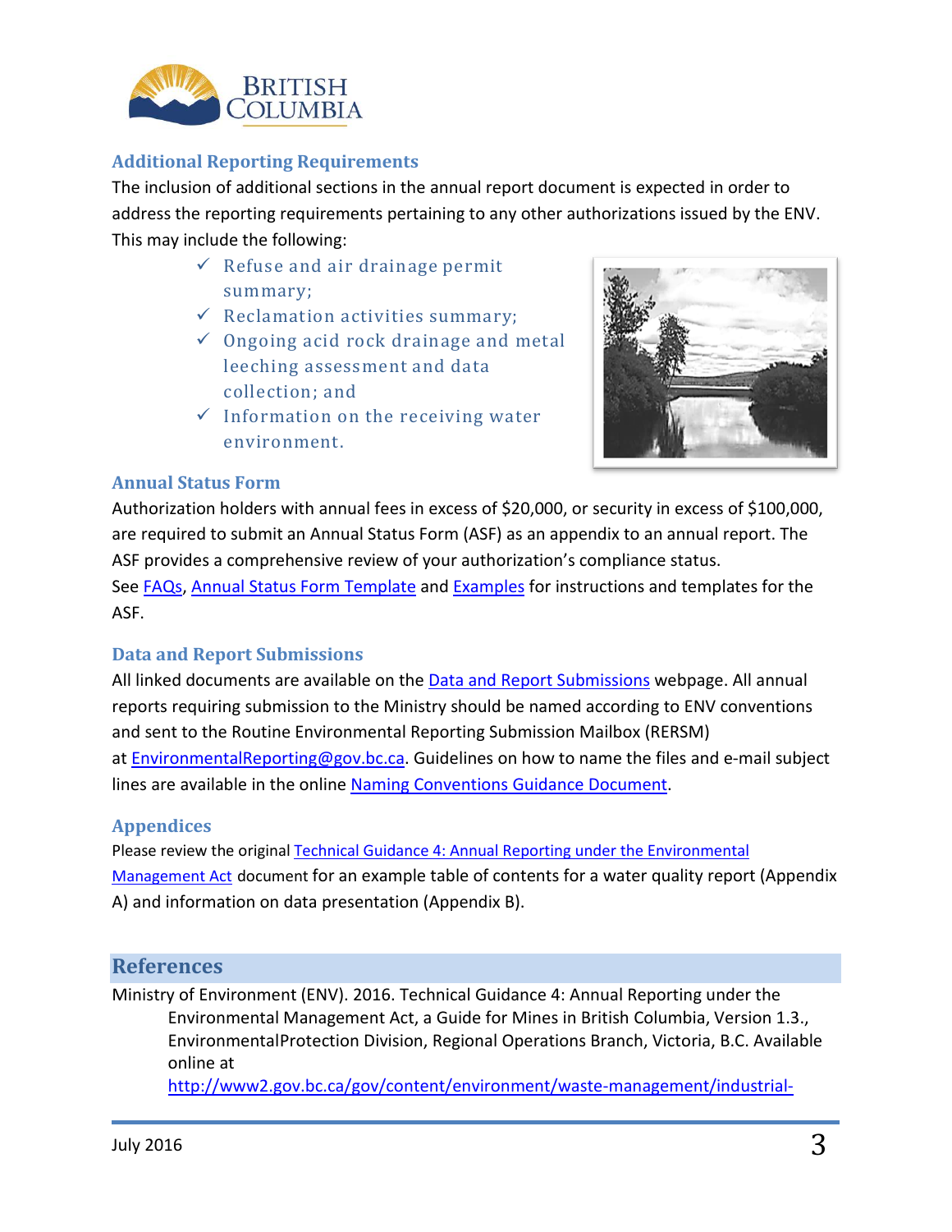## Additional Reporting Requirements

The inclusion of additional sections in the annual report document is expected in order to address the reporting requirements pertaining to any other authorizations issued by the ENV. This may include the following:

- ✓ Refuse and air drainage permit summary;
- ✓ Reclamation activities summary;
- ✓ Ongoing acid rock drainage and metal leeching assessment and data collection; and
- ✓ Information on the receiving water environment.

## Annual Status Form

Authorization holders with annual fees in excess of $20,000, or security in excess of $100,000, are required to submit an Annual Status Form (ASF) as an appendix to an annual report. The ASF provides a comprehensive review of your authorization's compliance status.
See FAQs, Annual Status Form Template and Examples for instructions and templates for the ASF.

## Data and Report Submissions

All linked documents are available on the Data and Report Submissions webpage. All annual reports requiring submission to the Ministry should be named according to ENV conventions and sent to the Routine Environmental Reporting Submission Mailbox (RERSM) at EnvironmentalReporting@gov.bc.ca. Guidelines on how to name the files and e-mail subject lines are available in the online Naming Conventions Guidance Document.

## Appendices

Please review the original Technical Guidance 4: Annual Reporting under the Environmental Management Act document for an example table of contents for a water quality report (Appendix A) and information on data presentation (Appendix B).

# References

Ministry of Environment (ENV). 2016. Technical Guidance 4: Annual Reporting under the Environmental Management Act, a Guide for Mines in British Columbia, Version 1.3., EnvironmentalProtection Division, Regional Operations Branch, Victoria, B.C. Available online at http://www2.gov.bc.ca/gov/content/environment/waste-management/industrial-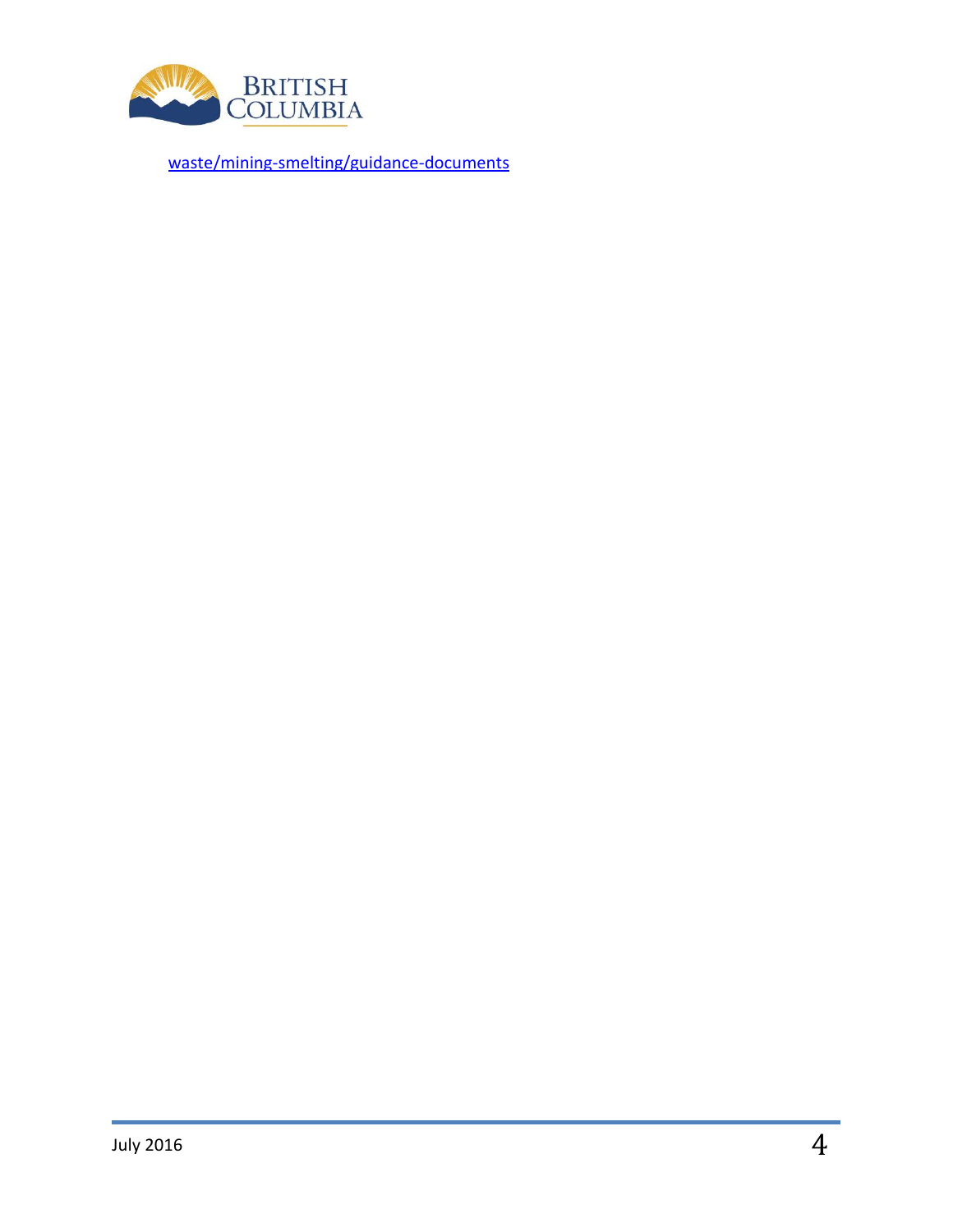waste/mining-smelting/guidance-documents